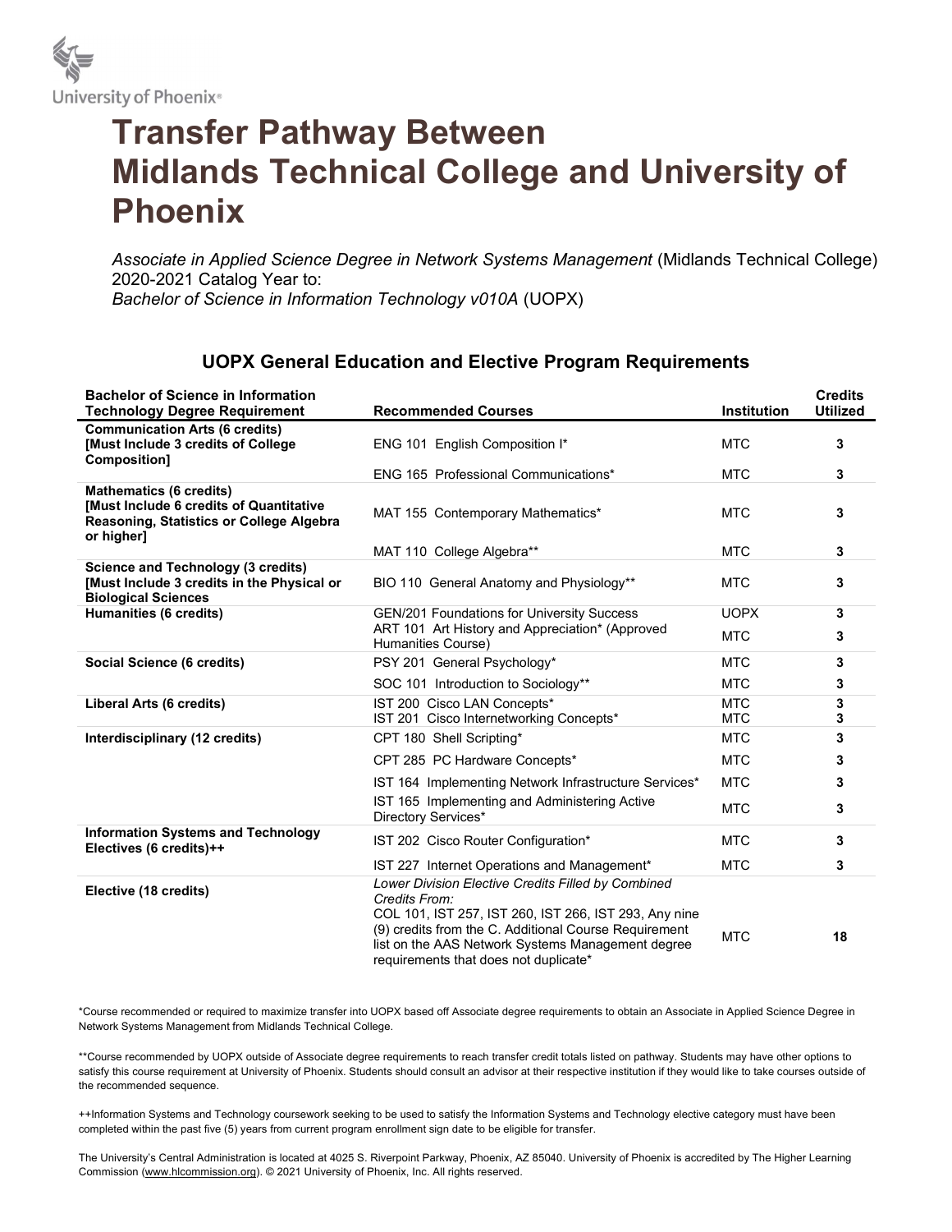University of Phoenix®

# Transfer Pathway Between Midlands Technical College and University of Phoenix

*Associate in Applied Science Degree in Network Systems Management* (Midlands Technical College) 2020-2021 Catalog Year to:
*Bachelor of Science in Information Technology v010A* (UOPX)

## UOPX General Education and Elective Program Requirements

| Bachelor of Science in Information Technology Degree Requirement | Recommended Courses | Institution | Credits Utilized |
|---|---|---|---|
| **Communication Arts (6 credits) [Must Include 3 credits of College Composition]** | ENG 101 English Composition I* | MTC | **3** |
| | ENG 165 Professional Communications* | MTC | **3** |
| **Mathematics (6 credits) [Must Include 6 credits of Quantitative Reasoning, Statistics or College Algebra or higher]** | MAT 155 Contemporary Mathematics* | MTC | **3** |
| | MAT 110 College Algebra** | MTC | **3** |
| **Science and Technology (3 credits) [Must Include 3 credits in the Physical or Biological Sciences** | BIO 110 General Anatomy and Physiology** | MTC | **3** |
| **Humanities (6 credits)** | GEN/201 Foundations for University Success | UOPX | **3** |
| | ART 101 Art History and Appreciation* (Approved Humanities Course) | MTC | **3** |
| **Social Science (6 credits)** | PSY 201 General Psychology* | MTC | **3** |
| | SOC 101 Introduction to Sociology** | MTC | **3** |
| **Liberal Arts (6 credits)** | IST 200 Cisco LAN Concepts* | MTC | **3** |
| | IST 201 Cisco Internetworking Concepts* | MTC | **3** |
| **Interdisciplinary (12 credits)** | CPT 180 Shell Scripting* | MTC | **3** |
| | CPT 285 PC Hardware Concepts* | MTC | **3** |
| | IST 164 Implementing Network Infrastructure Services* | MTC | **3** |
| | IST 165 Implementing and Administering Active Directory Services* | MTC | **3** |
| **Information Systems and Technology Electives (6 credits)++** | IST 202 Cisco Router Configuration* | MTC | **3** |
| | IST 227 Internet Operations and Management* | MTC | **3** |
| **Elective (18 credits)** | *Lower Division Elective Credits Filled by Combined Credits From:* COL 101, IST 257, IST 260, IST 266, IST 293, Any nine (9) credits from the C. Additional Course Requirement list on the AAS Network Systems Management degree requirements that does not duplicate* | MTC | **18** |

*Course recommended or required to maximize transfer into UOPX based off Associate degree requirements to obtain an Associate in Applied Science Degree in Network Systems Management from Midlands Technical College.

**Course recommended by UOPX outside of Associate degree requirements to reach transfer credit totals listed on pathway. Students may have other options to satisfy this course requirement at University of Phoenix. Students should consult an advisor at their respective institution if they would like to take courses outside of the recommended sequence.

++Information Systems and Technology coursework seeking to be used to satisfy the Information Systems and Technology elective category must have been completed within the past five (5) years from current program enrollment sign date to be eligible for transfer.

The University's Central Administration is located at 4025 S. Riverpoint Parkway, Phoenix, AZ 85040. University of Phoenix is accredited by The Higher Learning Commission (www.hlcommission.org). © 2021 University of Phoenix, Inc. All rights reserved.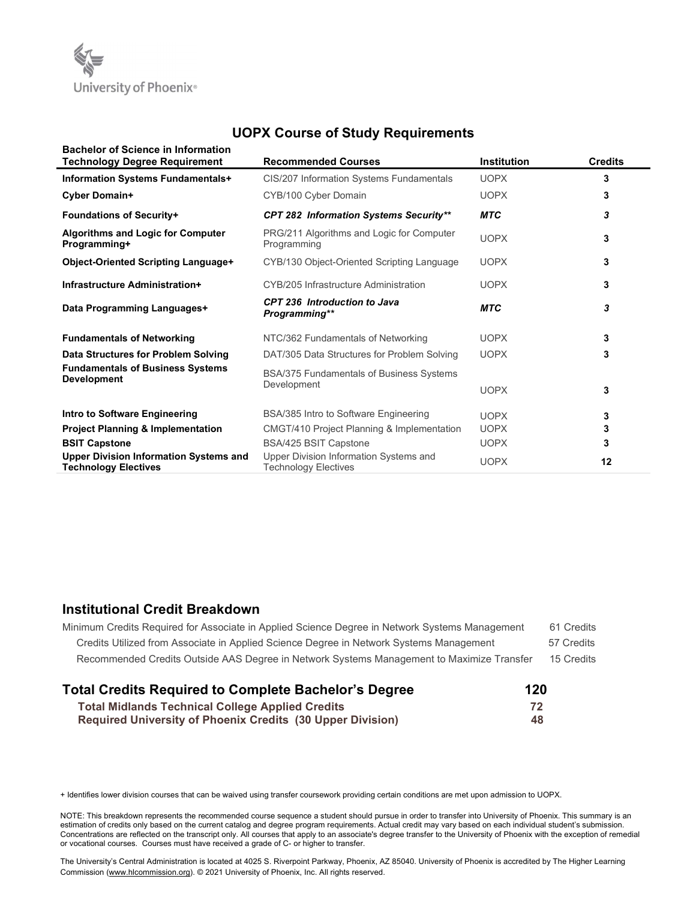## UOPX Course of Study Requirements

| Bachelor of Science in Information Technology Degree Requirement | Recommended Courses | Institution | Credits |
|---|---|---|---|
| **Information Systems Fundamentals+** | CIS/207 Information Systems Fundamentals | UOPX | **3** |
| **Cyber Domain+** | CYB/100 Cyber Domain | UOPX | **3** |
| **Foundations of Security+** | ***CPT 282 Information Systems Security**** | ***MTC*** | ***3*** |
| **Algorithms and Logic for Computer Programming+** | PRG/211 Algorithms and Logic for Computer Programming | UOPX | **3** |
| **Object-Oriented Scripting Language+** | CYB/130 Object-Oriented Scripting Language | UOPX | **3** |
| **Infrastructure Administration+** | CYB/205 Infrastructure Administration | UOPX | **3** |
| **Data Programming Languages+** | ***CPT 236 Introduction to Java Programming**** | ***MTC*** | ***3*** |
| **Fundamentals of Networking** | NTC/362 Fundamentals of Networking | UOPX | **3** |
| **Data Structures for Problem Solving** | DAT/305 Data Structures for Problem Solving | UOPX | **3** |
| **Fundamentals of Business Systems Development** | BSA/375 Fundamentals of Business Systems Development | UOPX | **3** |
| **Intro to Software Engineering** | BSA/385 Intro to Software Engineering | UOPX | **3** |
| **Project Planning & Implementation** | CMGT/410 Project Planning & Implementation | UOPX | **3** |
| **BSIT Capstone** | BSA/425 BSIT Capstone | UOPX | **3** |
| **Upper Division Information Systems and Technology Electives** | Upper Division Information Systems and Technology Electives | UOPX | **12** |

## Institutional Credit Breakdown

| | |
|---|---|
| Minimum Credits Required for Associate in Applied Science Degree in Network Systems Management | 61 Credits |
| Credits Utilized from Associate in Applied Science Degree in Network Systems Management | 57 Credits |
| Recommended Credits Outside AAS Degree in Network Systems Management to Maximize Transfer | 15 Credits |

| | |
|---|---|
| **Total Credits Required to Complete Bachelor's Degree** | **120** |
| **Total Midlands Technical College Applied Credits** | **72** |
| **Required University of Phoenix Credits (30 Upper Division)** | **48** |

+ Identifies lower division courses that can be waived using transfer coursework providing certain conditions are met upon admission to UOPX.

NOTE: This breakdown represents the recommended course sequence a student should pursue in order to transfer into University of Phoenix. This summary is an estimation of credits only based on the current catalog and degree program requirements. Actual credit may vary based on each individual student's submission. Concentrations are reflected on the transcript only. All courses that apply to an associate's degree transfer to the University of Phoenix with the exception of remedial or vocational courses. Courses must have received a grade of C- or higher to transfer.

The University's Central Administration is located at 4025 S. Riverpoint Parkway, Phoenix, AZ 85040. University of Phoenix is accredited by The Higher Learning Commission (www.hlcommission.org). © 2021 University of Phoenix, Inc. All rights reserved.